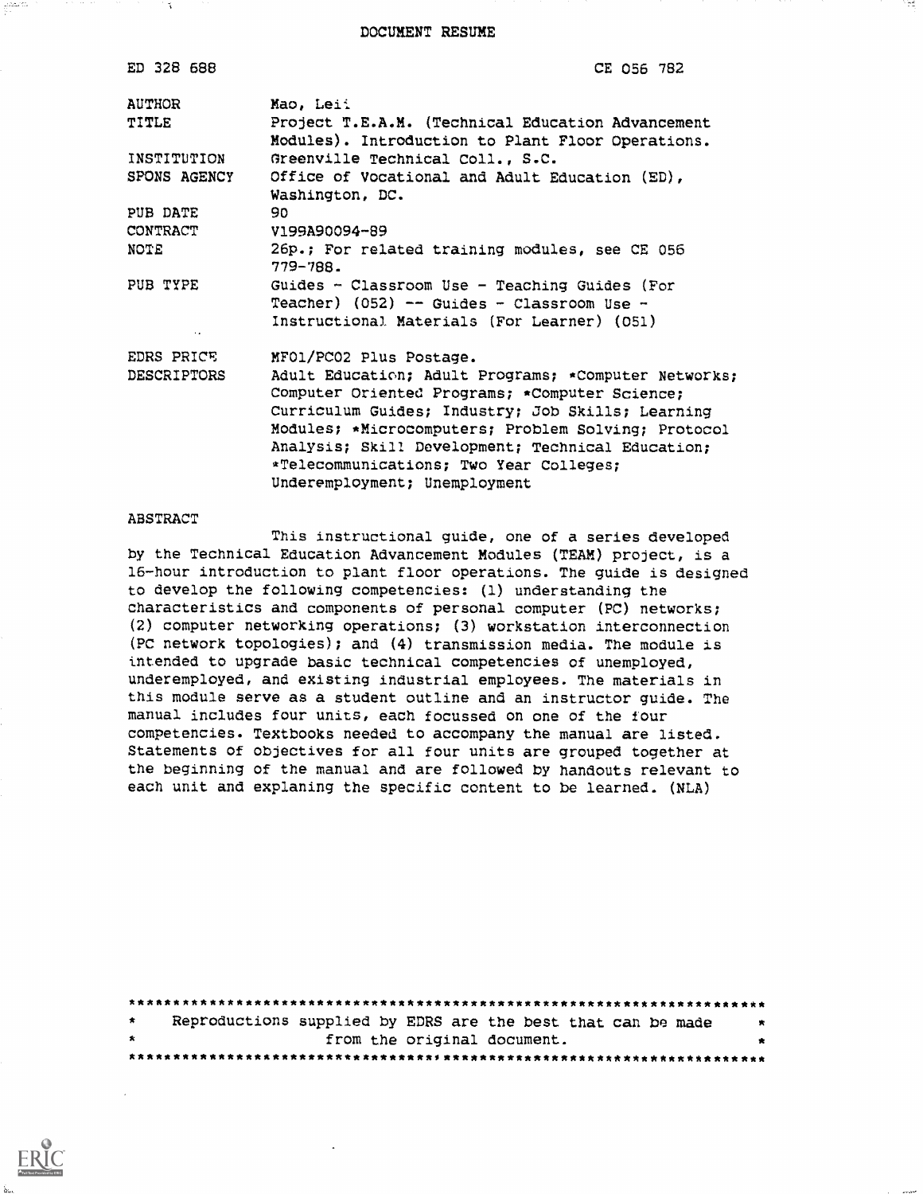DOCUMENT RESUME

| | |
|---|---|
| ED 328 688 | CE 056 782 |
| AUTHOR | Mao, Lei |
| TITLE | Project T.E.A.M. (Technical Education Advancement Modules). Introduction to Plant Floor Operations. |
| INSTITUTION | Greenville Technical Coll., S.C. |
| SPONS AGENCY | Office of Vocational and Adult Education (ED), Washington, DC. |
| PUB DATE | 90 |
| CONTRACT | V199A90094-89 |
| NOTE | 26p.; For related training modules, see CE 056 779-788. |
| PUB TYPE | Guides - Classroom Use - Teaching Guides (For Teacher) (052) -- Guides - Classroom Use - Instructional Materials (For Learner) (051) |
| EDRS PRICE | MF01/PC02 Plus Postage. |
| DESCRIPTORS | Adult Education; Adult Programs; *Computer Networks; Computer Oriented Programs; *Computer Science; Curriculum Guides; Industry; Job Skills; Learning Modules; *Microcomputers; Problem Solving; Protocol Analysis; Skill Development; Technical Education; *Telecommunications; Two Year Colleges; Underemployment; Unemployment |

ABSTRACT

This instructional guide, one of a series developed by the Technical Education Advancement Modules (TEAM) project, is a 16-hour introduction to plant floor operations. The guide is designed to develop the following competencies: (1) understanding the characteristics and components of personal computer (PC) networks; (2) computer networking operations; (3) workstation interconnection (PC network topologies); and (4) transmission media. The module is intended to upgrade basic technical competencies of unemployed, underemployed, and existing industrial employees. The materials in this module serve as a student outline and an instructor guide. The manual includes four units, each focussed on one of the four competencies. Textbooks needed to accompany the manual are listed. Statements of objectives for all four units are grouped together at the beginning of the manual and are followed by handouts relevant to each unit and explaning the specific content to be learned. (NLA)

***********************************************************************
* Reproductions supplied by EDRS are the best that can be made *
* from the original document. *
***********************************************************************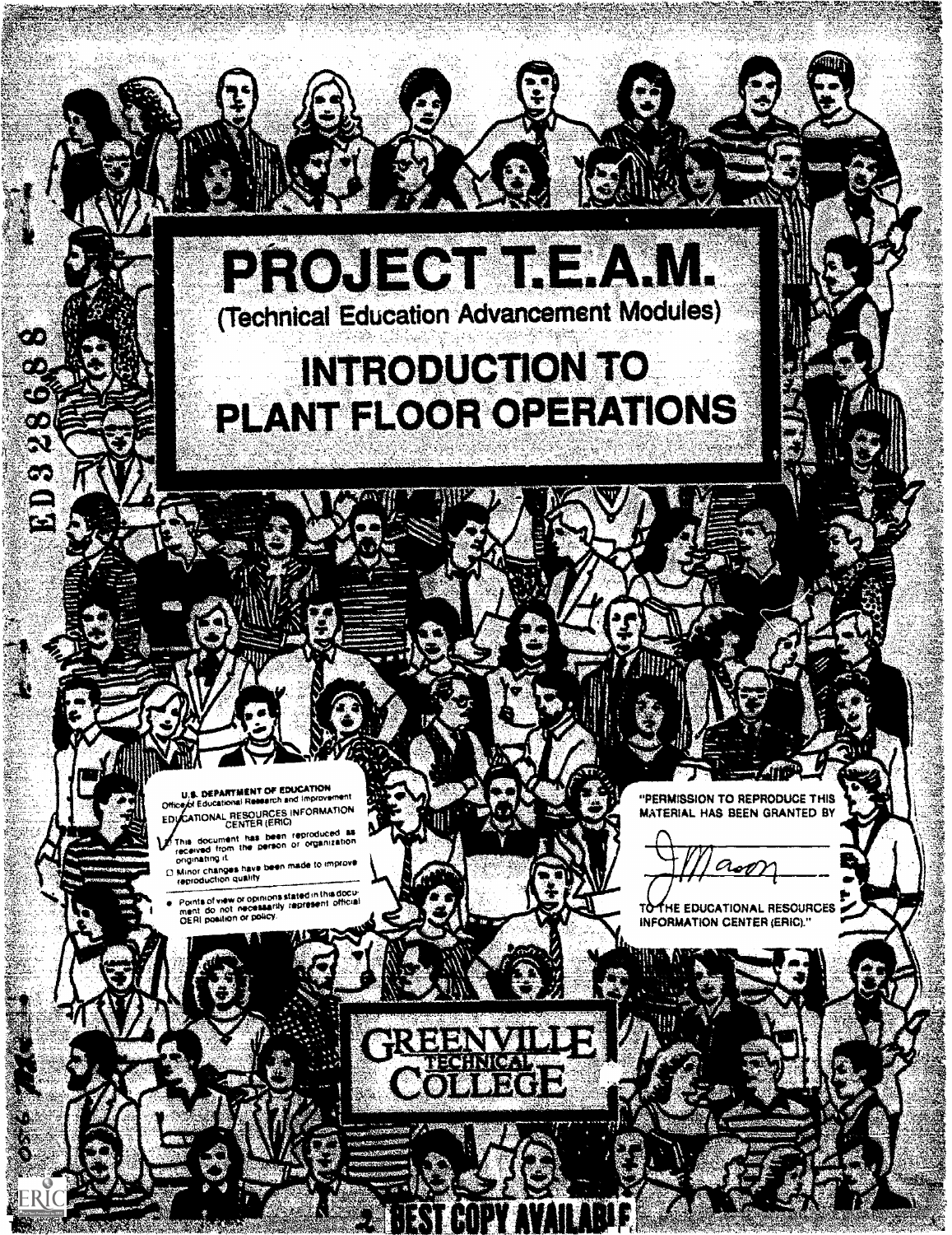# PROJECT T.E.A.M.

(Technical Education Advancement Modules)

## INTRODUCTION TO PLANT FLOOR OPERATIONS

U.S. DEPARTMENT OF EDUCATION
Office of Educational Research and Improvement
EDUCATIONAL RESOURCES INFORMATION CENTER (ERIC)

- This document has been reproduced as received from the person or organization originating it.
- Minor changes have been made to improve reproduction quality
- Points of view or opinions stated in this document do not necessarily represent official OERI position or policy.

"PERMISSION TO REPRODUCE THIS MATERIAL HAS BEEN GRANTED BY

J. Mason

TO THE EDUCATIONAL RESOURCES INFORMATION CENTER (ERIC)."

GREENVILLE TECHNICAL COLLEGE

ED328688

BEST COPY AVAILABLE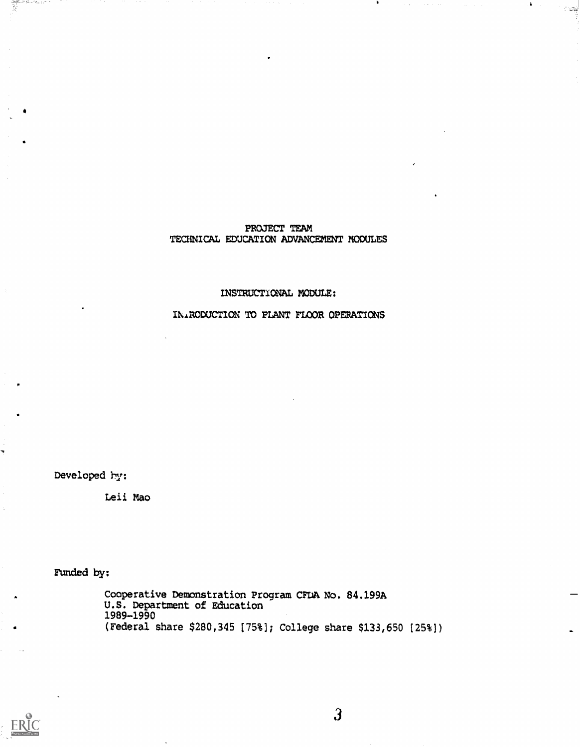PROJECT TEAM
TECHNICAL EDUCATION ADVANCEMENT MODULES

INSTRUCTIONAL MODULE:

INTRODUCTION TO PLANT FLOOR OPERATIONS

Developed by:

Leii Mao

Funded by:

Cooperative Demonstration Program CFDA No. 84.199A
U.S. Department of Education
1989-1990
(Federal share $280,345 [75%]; College share $133,650 [25%])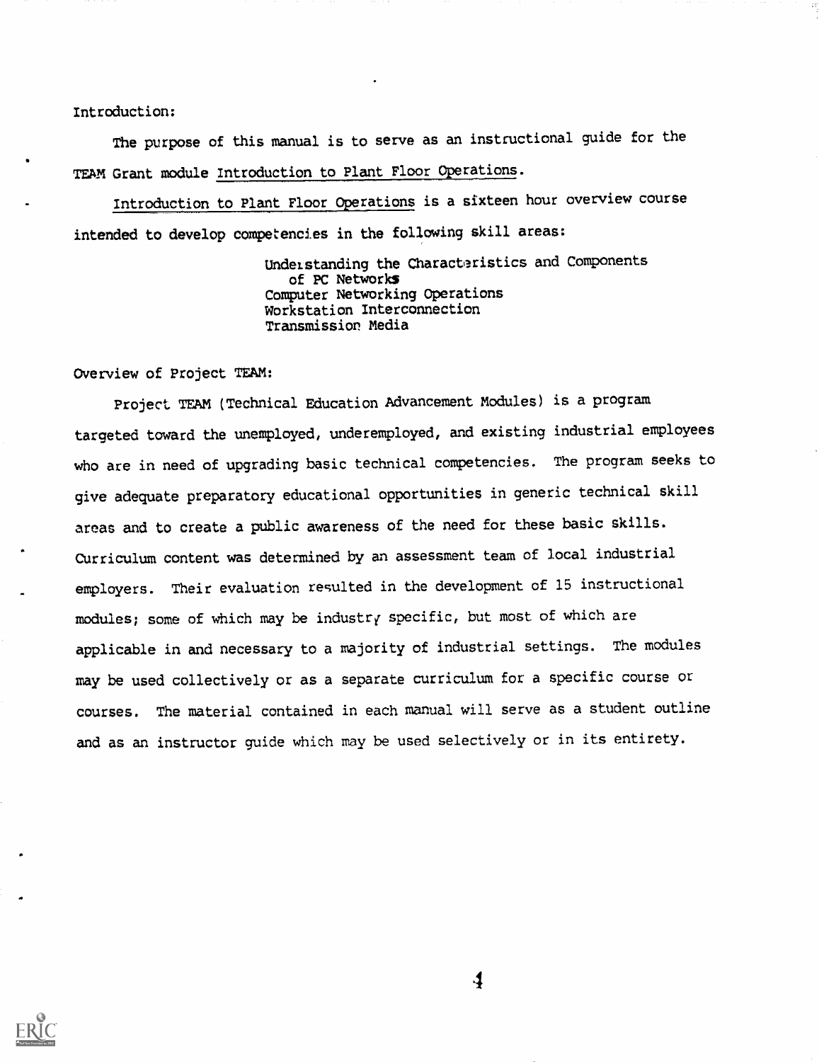Introduction:

The purpose of this manual is to serve as an instructional guide for the TEAM Grant module Introduction to Plant Floor Operations.

Introduction to Plant Floor Operations is a sixteen hour overview course intended to develop competencies in the following skill areas:

> Understanding the Characteristics and Components of PC Networks
> Computer Networking Operations
> Workstation Interconnection
> Transmission Media

Overview of Project TEAM:

Project TEAM (Technical Education Advancement Modules) is a program targeted toward the unemployed, underemployed, and existing industrial employees who are in need of upgrading basic technical competencies. The program seeks to give adequate preparatory educational opportunities in generic technical skill areas and to create a public awareness of the need for these basic skills. Curriculum content was determined by an assessment team of local industrial employers. Their evaluation resulted in the development of 15 instructional modules; some of which may be industry specific, but most of which are applicable in and necessary to a majority of industrial settings. The modules may be used collectively or as a separate curriculum for a specific course or courses. The material contained in each manual will serve as a student outline and as an instructor guide which may be used selectively or in its entirety.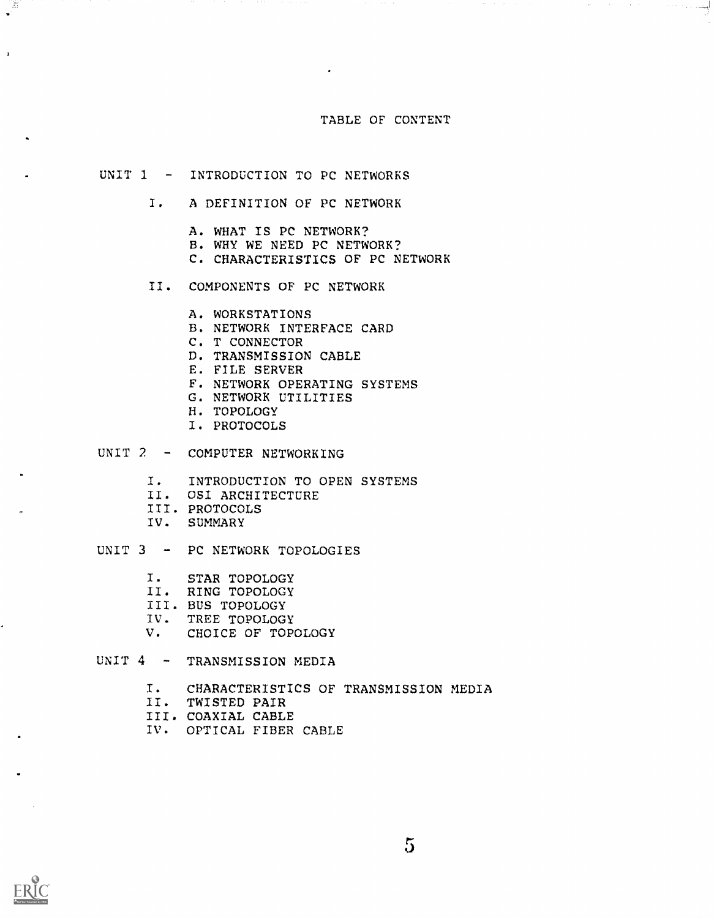# TABLE OF CONTENT

## UNIT 1 - INTRODUCTION TO PC NETWORKS

I. A DEFINITION OF PC NETWORK

- A. WHAT IS PC NETWORK?
- B. WHY WE NEED PC NETWORK?
- C. CHARACTERISTICS OF PC NETWORK

II. COMPONENTS OF PC NETWORK

- A. WORKSTATIONS
- B. NETWORK INTERFACE CARD
- C. T CONNECTOR
- D. TRANSMISSION CABLE
- E. FILE SERVER
- F. NETWORK OPERATING SYSTEMS
- G. NETWORK UTILITIES
- H. TOPOLOGY
- I. PROTOCOLS

## UNIT 2 - COMPUTER NETWORKING

- I. INTRODUCTION TO OPEN SYSTEMS
- II. OSI ARCHITECTURE
- III. PROTOCOLS
- IV. SUMMARY

## UNIT 3 - PC NETWORK TOPOLOGIES

- I. STAR TOPOLOGY
- II. RING TOPOLOGY
- III. BUS TOPOLOGY
- IV. TREE TOPOLOGY
- V. CHOICE OF TOPOLOGY

## UNIT 4 - TRANSMISSION MEDIA

- I. CHARACTERISTICS OF TRANSMISSION MEDIA
- II. TWISTED PAIR
- III. COAXIAL CABLE
- IV. OPTICAL FIBER CABLE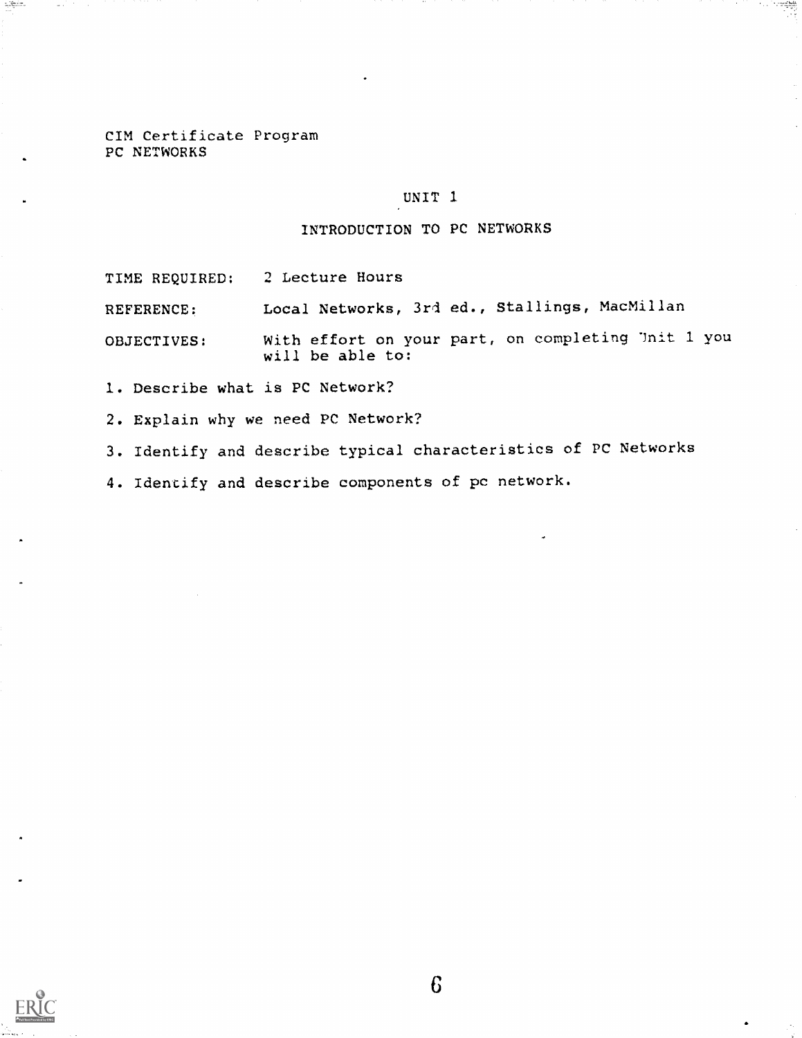CIM Certificate Program
PC NETWORKS

## UNIT 1

## INTRODUCTION TO PC NETWORKS

TIME REQUIRED: 2 Lecture Hours

REFERENCE: Local Networks, 3rd ed., Stallings, MacMillan

OBJECTIVES: With effort on your part, on completing Unit 1 you will be able to:

1. Describe what is PC Network?
2. Explain why we need PC Network?
3. Identify and describe typical characteristics of PC Networks
4. Identify and describe components of pc network.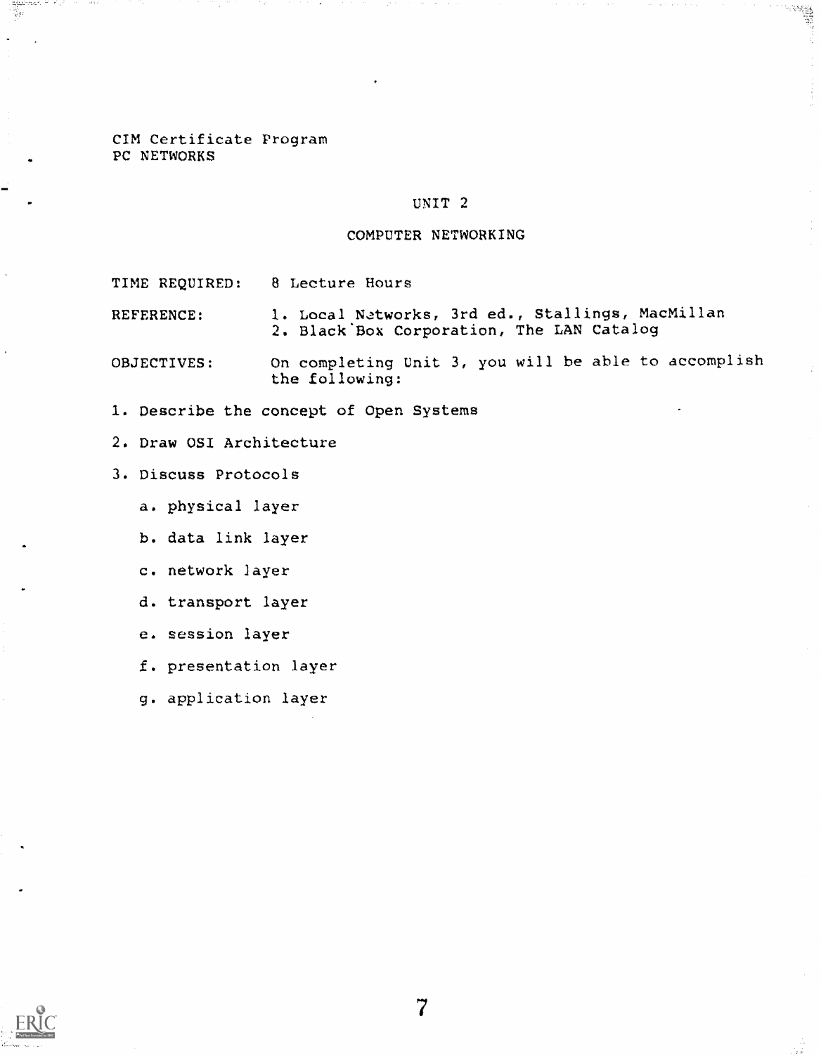CIM Certificate Program
PC NETWORKS

## UNIT 2

## COMPUTER NETWORKING

TIME REQUIRED: 8 Lecture Hours

REFERENCE:
1. Local Networks, 3rd ed., Stallings, MacMillan
2. Black Box Corporation, The LAN Catalog

OBJECTIVES: On completing Unit 3, you will be able to accomplish the following:

1. Describe the concept of Open Systems
2. Draw OSI Architecture
3. Discuss Protocols
   a. physical layer
   b. data link layer
   c. network layer
   d. transport layer
   e. session layer
   f. presentation layer
   g. application layer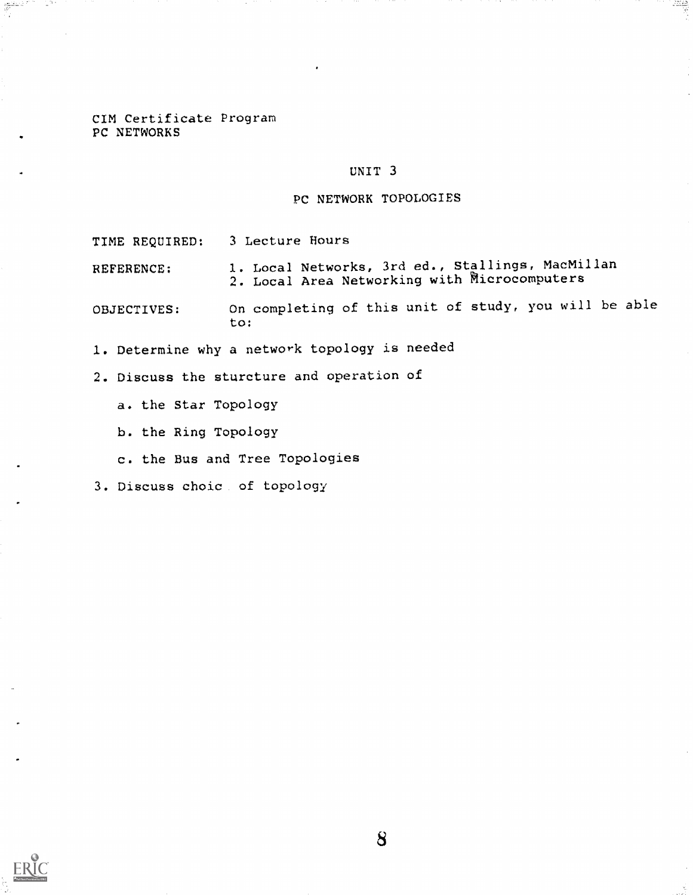CIM Certificate Program
PC NETWORKS

## UNIT 3

## PC NETWORK TOPOLOGIES

TIME REQUIRED: 3 Lecture Hours

REFERENCE: 1. Local Networks, 3rd ed., Stallings, MacMillan
2. Local Area Networking with Microcomputers

OBJECTIVES: On completing of this unit of study, you will be able to:

1. Determine why a network topology is needed
2. Discuss the sturcture and operation of
   a. the Star Topology
   b. the Ring Topology
   c. the Bus and Tree Topologies
3. Discuss choic of topology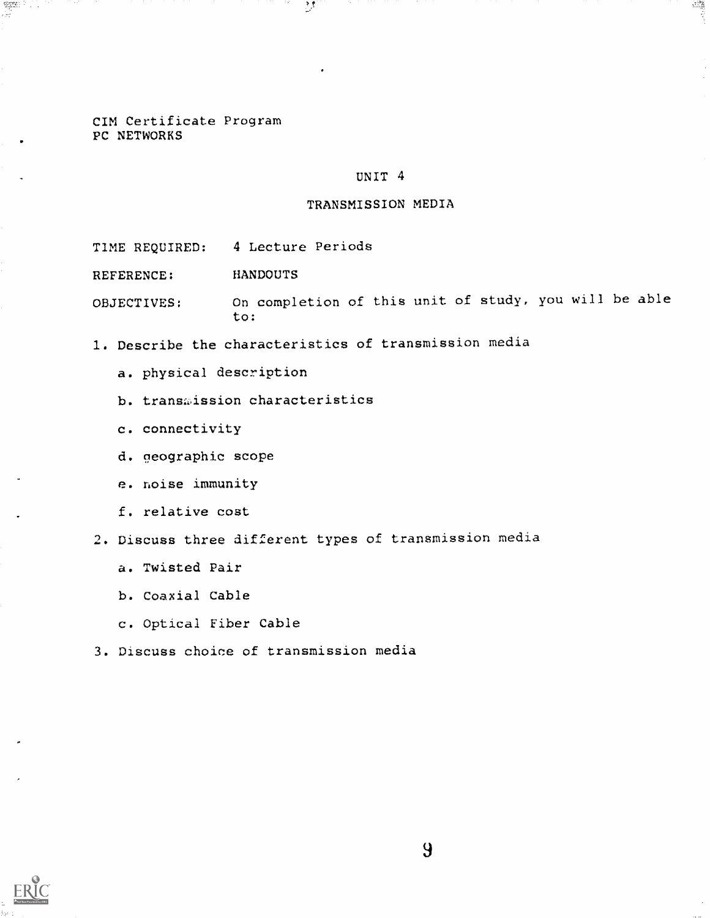CIM Certificate Program
PC NETWORKS

# UNIT 4

## TRANSMISSION MEDIA

TIME REQUIRED: 4 Lecture Periods

REFERENCE: HANDOUTS

OBJECTIVES: On completion of this unit of study, you will be able to:

1. Describe the characteristics of transmission media
   - a. physical description
   - b. transmission characteristics
   - c. connectivity
   - d. geographic scope
   - e. noise immunity
   - f. relative cost
2. Discuss three different types of transmission media
   - a. Twisted Pair
   - b. Coaxial Cable
   - c. Optical Fiber Cable
3. Discuss choice of transmission media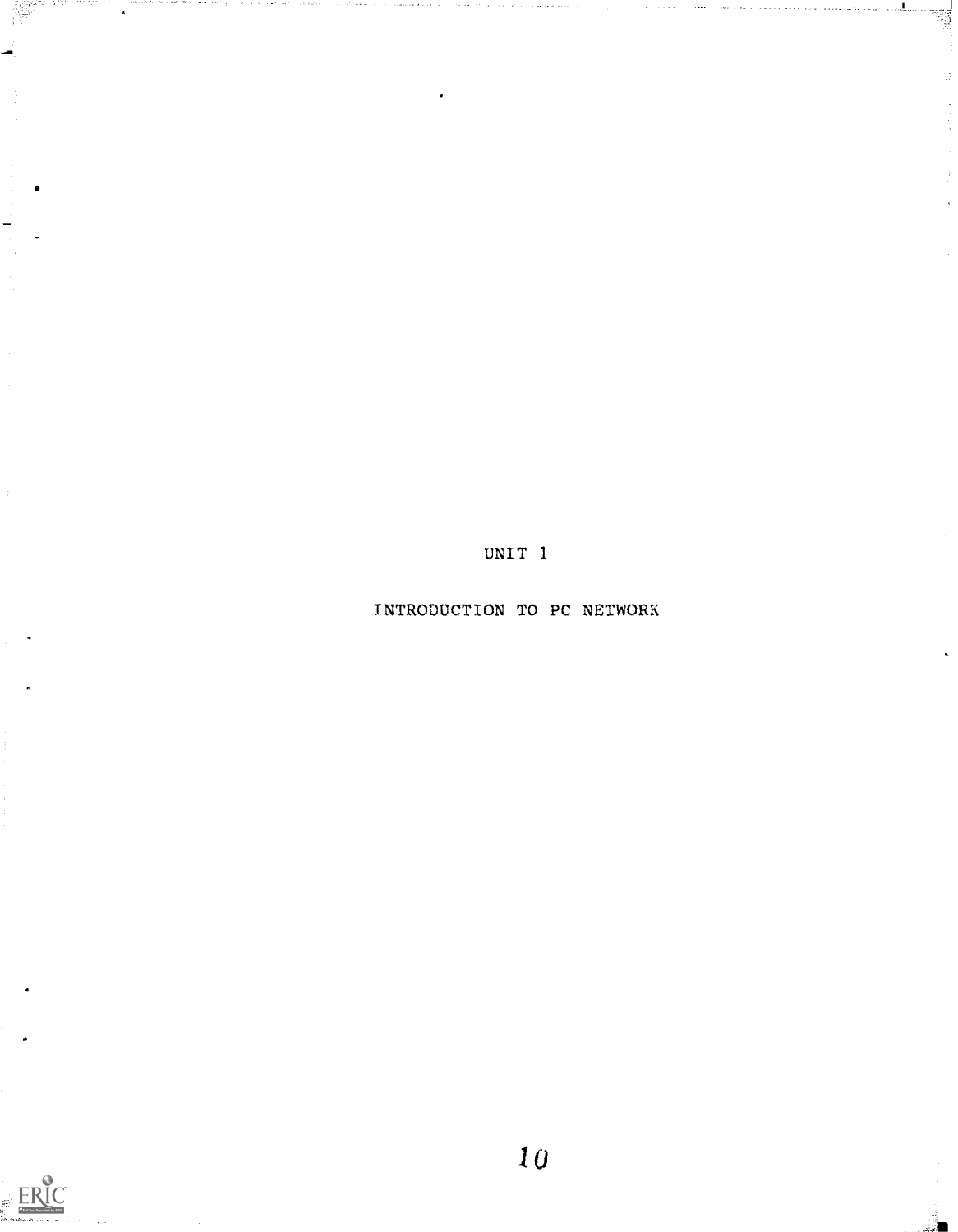# UNIT 1

## INTRODUCTION TO PC NETWORK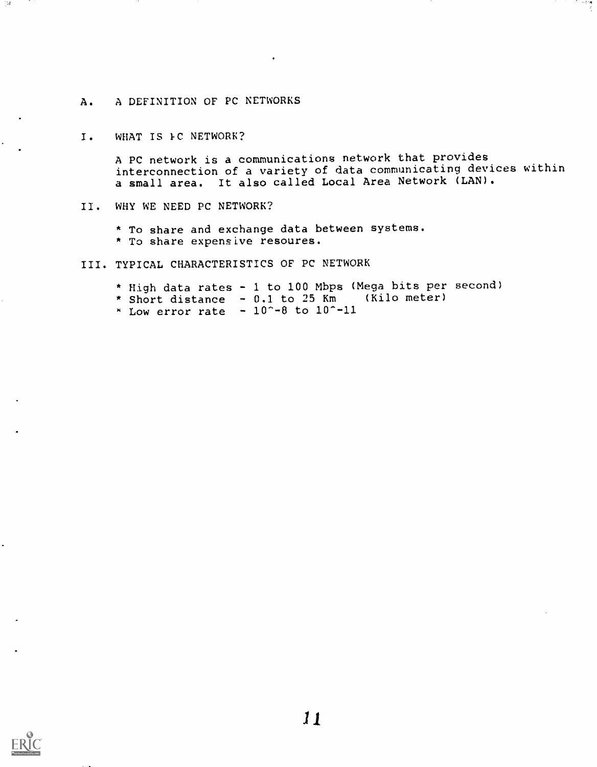## A. A DEFINITION OF PC NETWORKS

### I. WHAT IS PC NETWORK?

A PC network is a communications network that provides interconnection of a variety of data communicating devices within a small area. It also called Local Area Network (LAN).

### II. WHY WE NEED PC NETWORK?

* To share and exchange data between systems.
* To share expensive resoures.

### III. TYPICAL CHARACTERISTICS OF PC NETWORK

* High data rates - 1 to 100 Mbps (Mega bits per second)
* Short distance - 0.1 to 25 Km (Kilo meter)
* Low error rate - $10^{-8}$ to $10^{-11}$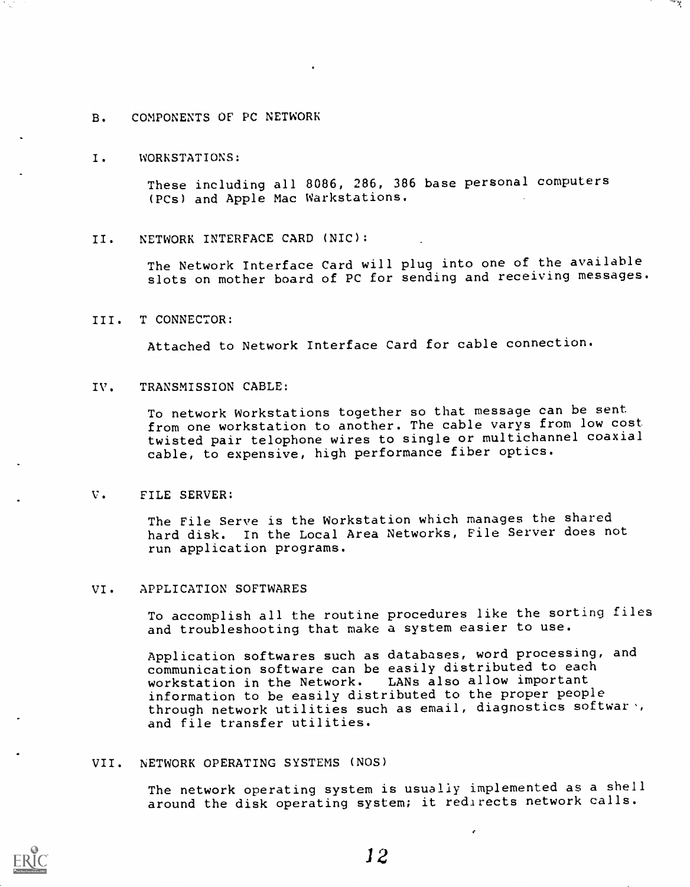## B. COMPONENTS OF PC NETWORK

### I. WORKSTATIONS:

These including all 8086, 286, 386 base personal computers (PCs) and Apple Mac Warkstations.

### II. NETWORK INTERFACE CARD (NIC):

The Network Interface Card will plug into one of the available slots on mother board of PC for sending and receiving messages.

### III. T CONNECTOR:

Attached to Network Interface Card for cable connection.

### IV. TRANSMISSION CABLE:

To network Workstations together so that message can be sent from one workstation to another. The cable varys from low cost twisted pair telophone wires to single or multichannel coaxial cable, to expensive, high performance fiber optics.

### V. FILE SERVER:

The File Serve is the Workstation which manages the shared hard disk. In the Local Area Networks, File Server does not run application programs.

### VI. APPLICATION SOFTWARES

To accomplish all the routine procedures like the sorting files and troubleshooting that make a system easier to use.

Application softwares such as databases, word processing, and communication software can be easily distributed to each workstation in the Network. LANs also allow important information to be easily distributed to the proper people through network utilities such as email, diagnostics software, and file transfer utilities.

### VII. NETWORK OPERATING SYSTEMS (NOS)

The network operating system is usually implemented as a shell around the disk operating system; it redirects network calls.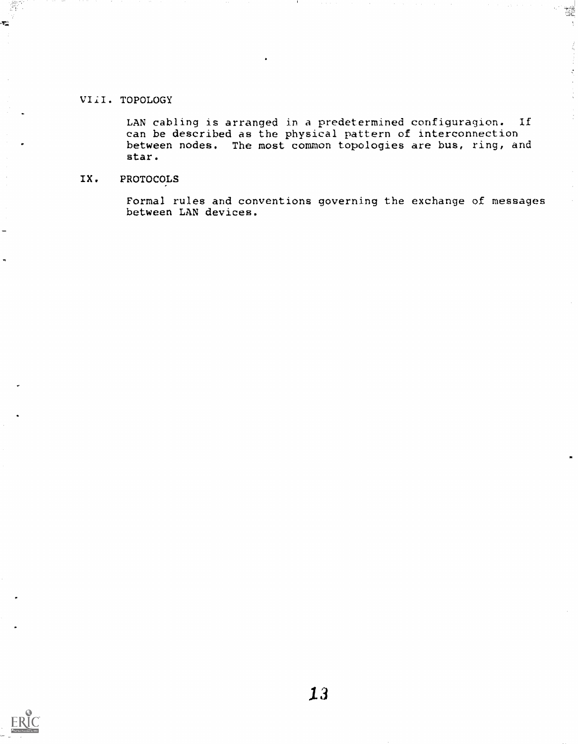## VIII. TOPOLOGY

LAN cabling is arranged in a predetermined configuragion. If can be described as the physical pattern of interconnection between nodes. The most common topologies are bus, ring, and star.

## IX. PROTOCOLS

Formal rules and conventions governing the exchange of messages between LAN devices.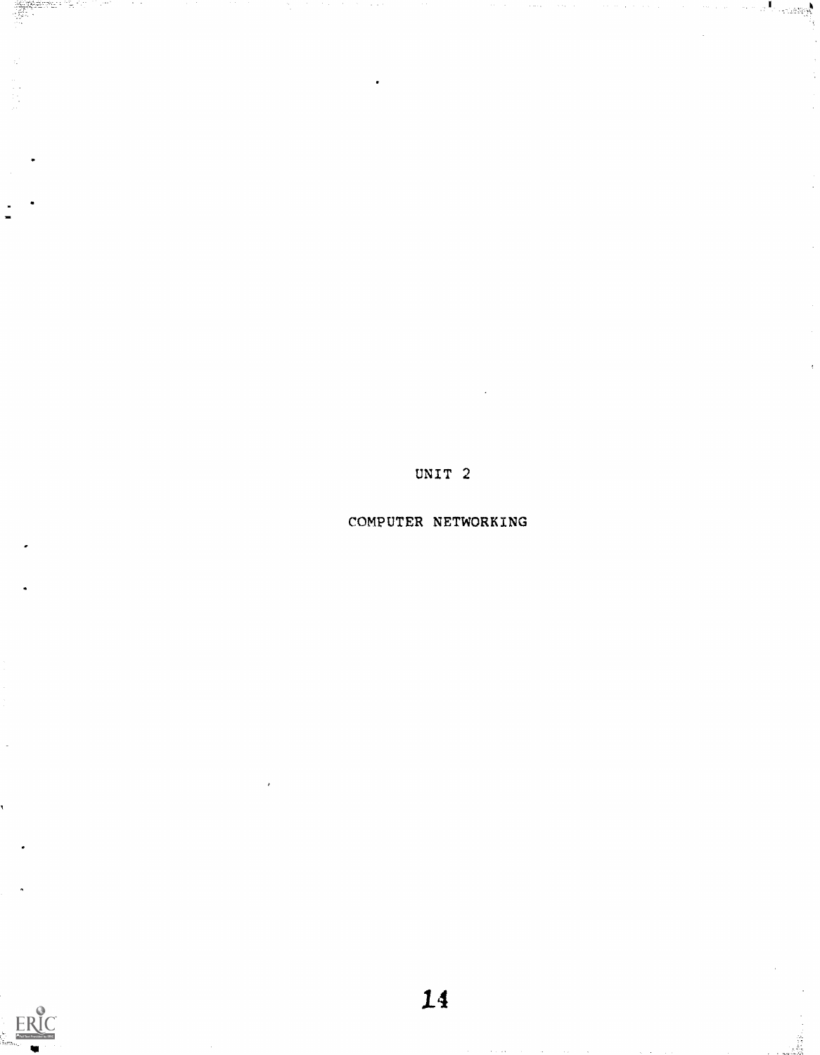# UNIT 2

## COMPUTER NETWORKING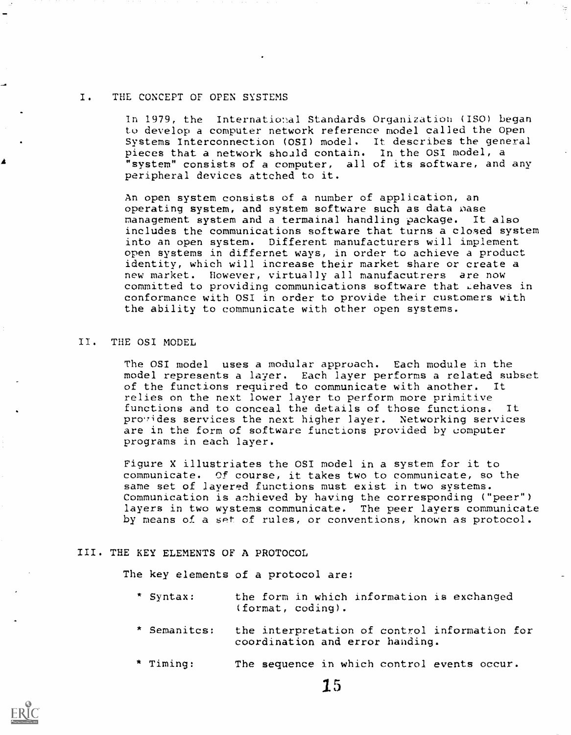## I. THE CONCEPT OF OPEN SYSTEMS

In 1979, the International Standards Organization (ISO) began to develop a computer network reference model called the Open Systems Interconnection (OSI) model. It describes the general pieces that a network should contain. In the OSI model, a "system" consists of a computer, all of its software, and any peripheral devices attched to it.

An open system consists of a number of application, an operating system, and system software such as data base management system and a termainal handling package. It also includes the communications software that turns a closed system into an open system. Different manufacturers will implement open systems in differnet ways, in order to achieve a product identity, which will increase their market share or create a new market. However, virtually all manufacutrers are now committed to providing communications software that behaves in conformance with OSI in order to provide their customers with the ability to communicate with other open systems.

## II. THE OSI MODEL

The OSI model uses a modular approach. Each module in the model represents a layer. Each layer performs a related subset of the functions required to communicate with another. It relies on the next lower layer to perform more primitive functions and to conceal the details of those functions. It provides services the next higher layer. Networking services are in the form of software functions provided by computer programs in each layer.

Figure X illustriates the OSI model in a system for it to communicate. Of course, it takes two to communicate, so the same set of layered functions must exist in two systems. Communication is achieved by having the corresponding ("peer") layers in two wystems communicate. The peer layers communicate by means of a set of rules, or conventions, known as protocol.

## III. THE KEY ELEMENTS OF A PROTOCOL

The key elements of a protocol are:

* Syntax: the form in which information is exchanged (format, coding).
* Semanitcs: the interpretation of control information for coordination and error handing.
* Timing: The sequence in which control events occur.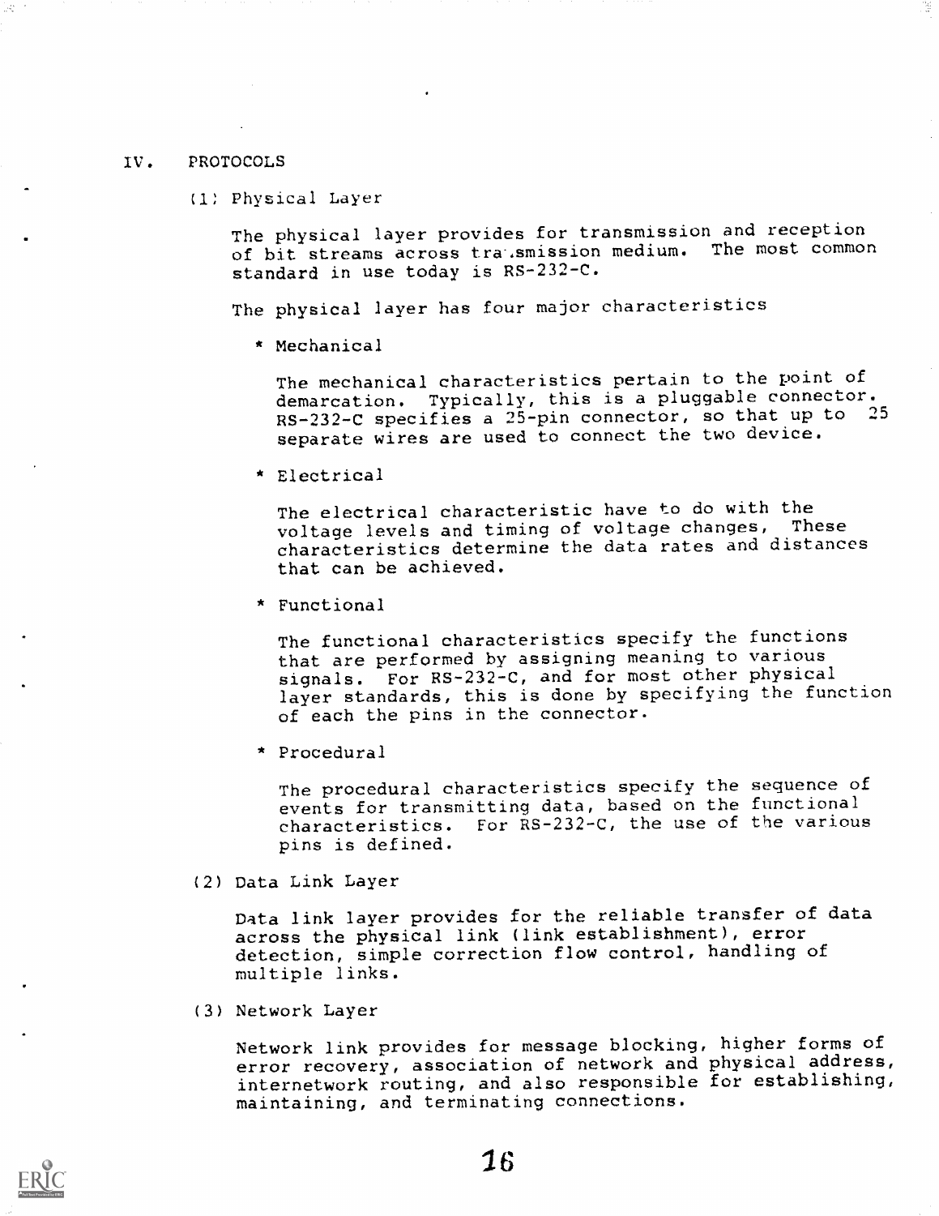## IV. PROTOCOLS

### (1) Physical Layer

The physical layer provides for transmission and reception of bit streams across tra.smission medium. The most common standard in use today is RS-232-C.

The physical layer has four major characteristics

* Mechanical

  The mechanical characteristics pertain to the point of demarcation. Typically, this is a pluggable connector. RS-232-C specifies a 25-pin connector, so that up to 25 separate wires are used to connect the two device.

* Electrical

  The electrical characteristic have to do with the voltage levels and timing of voltage changes, These characteristics determine the data rates and distances that can be achieved.

* Functional

  The functional characteristics specify the functions that are performed by assigning meaning to various signals. For RS-232-C, and for most other physical layer standards, this is done by specifying the function of each the pins in the connector.

* Procedural

  The procedural characteristics specify the sequence of events for transmitting data, based on the functional characteristics. For RS-232-C, the use of the various pins is defined.

### (2) Data Link Layer

Data link layer provides for the reliable transfer of data across the physical link (link establishment), error detection, simple correction flow control, handling of multiple links.

### (3) Network Layer

Network link provides for message blocking, higher forms of error recovery, association of network and physical address, internetwork routing, and also responsible for establishing, maintaining, and terminating connections.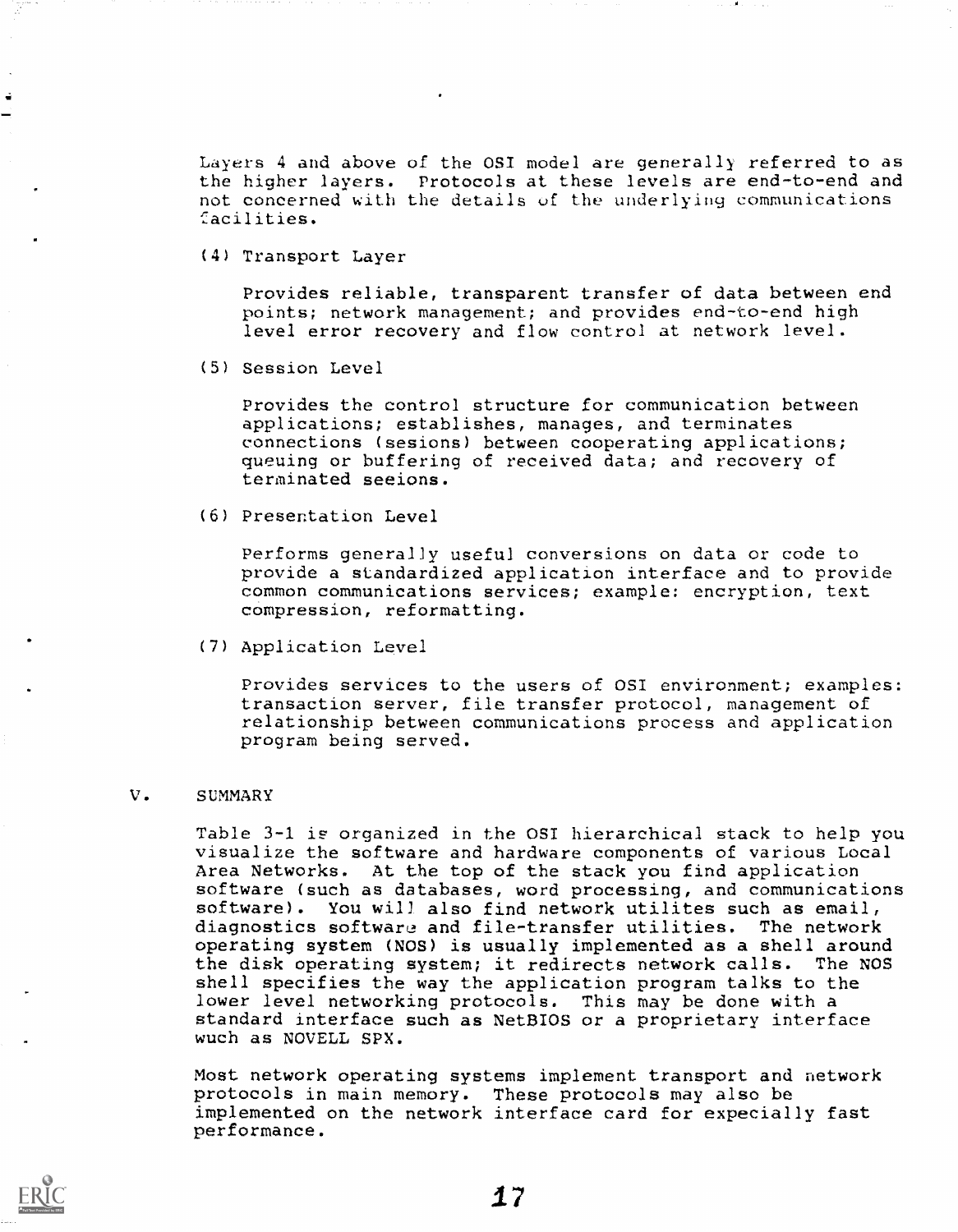Layers 4 and above of the OSI model are generally referred to as the higher layers. Protocols at these levels are end-to-end and not concerned with the details of the underlying communications facilities.

(4) Transport Layer

Provides reliable, transparent transfer of data between end points; network management; and provides end-to-end high level error recovery and flow control at network level.

(5) Session Level

Provides the control structure for communication between applications; establishes, manages, and terminates connections (sesions) between cooperating applications; queuing or buffering of received data; and recovery of terminated seeions.

(6) Presentation Level

Performs generally useful conversions on data or code to provide a standardized application interface and to provide common communications services; example: encryption, text compression, reformatting.

(7) Application Level

Provides services to the users of OSI environment; examples: transaction server, file transfer protocol, management of relationship between communications process and application program being served.

## V. SUMMARY

Table 3-1 is organized in the OSI hierarchical stack to help you visualize the software and hardware components of various Local Area Networks. At the top of the stack you find application software (such as databases, word processing, and communications software). You will also find network utilites such as email, diagnostics software and file-transfer utilities. The network operating system (NOS) is usually implemented as a shell around the disk operating system; it redirects network calls. The NOS shell specifies the way the application program talks to the lower level networking protocols. This may be done with a standard interface such as NetBIOS or a proprietary interface wuch as NOVELL SPX.

Most network operating systems implement transport and network protocols in main memory. These protocols may also be implemented on the network interface card for expecially fast performance.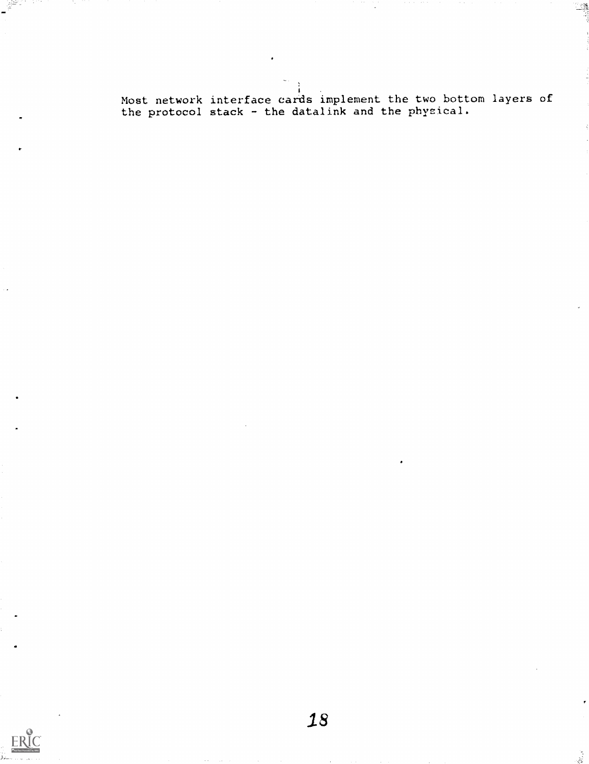Most network interface cards implement the two bottom layers of the protocol stack - the datalink and the physical.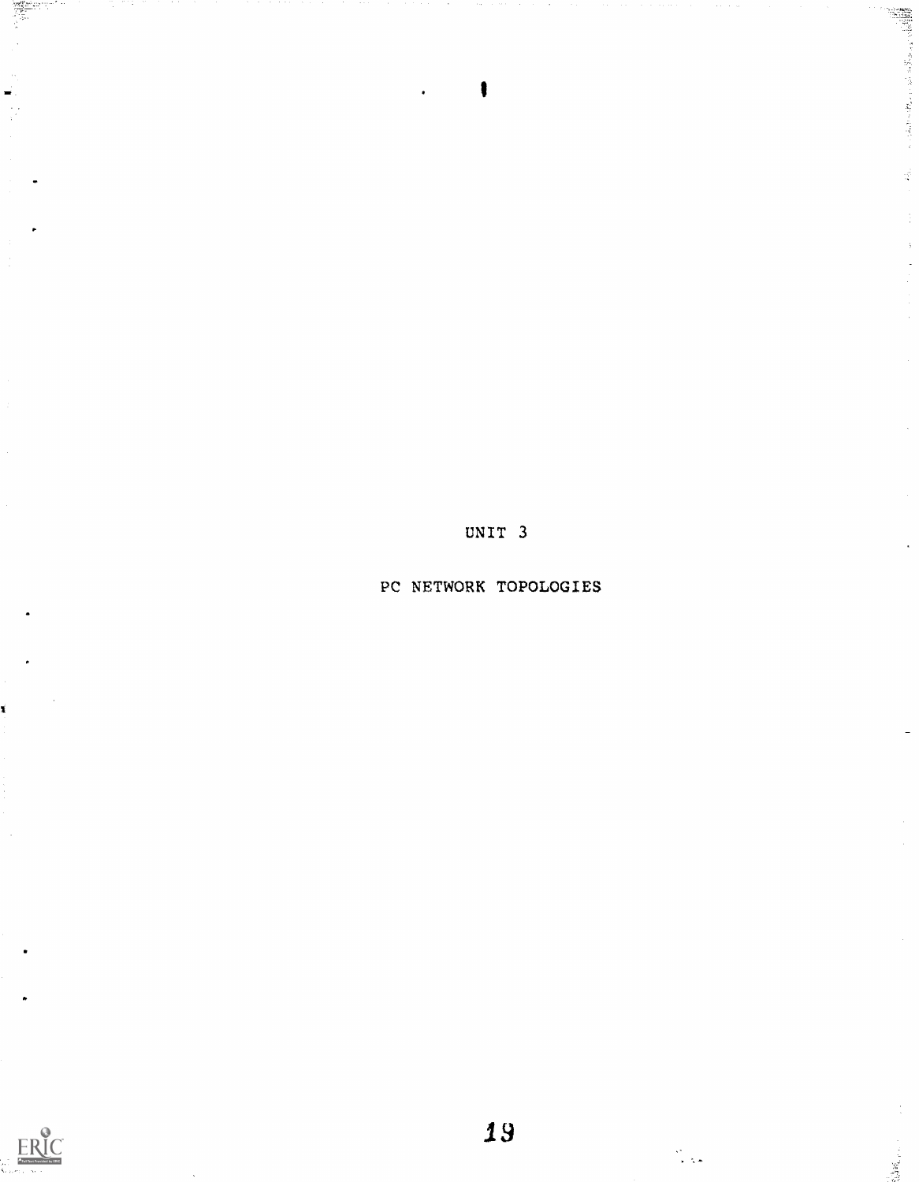# UNIT 3

## PC NETWORK TOPOLOGIES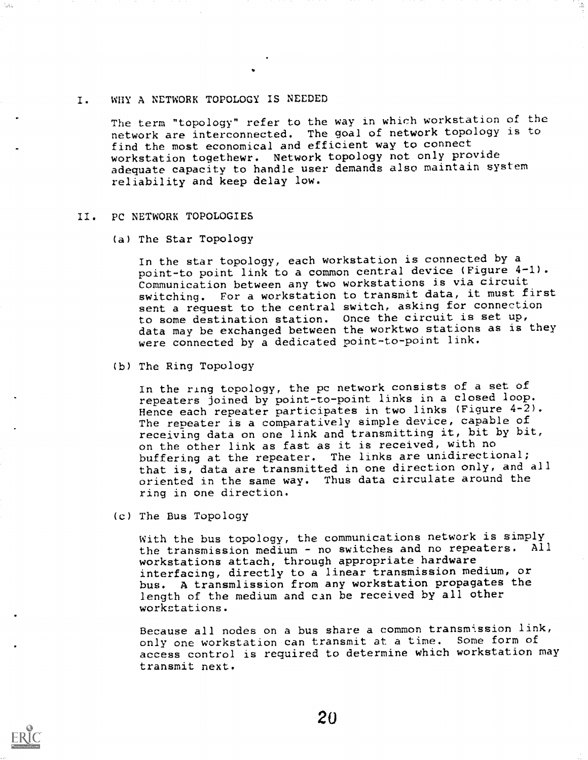## I. WHY A NETWORK TOPOLOGY IS NEEDED

The term "topology" refer to the way in which workstation of the network are interconnected. The goal of network topology is to find the most economical and efficient way to connect workstation togethewr. Network topology not only provide adequate capacity to handle user demands also maintain system reliability and keep delay low.

## II. PC NETWORK TOPOLOGIES

### (a) The Star Topology

In the star topology, each workstation is connected by a point-to point link to a common central device (Figure 4-1). Communication between any two workstations is via circuit switching. For a workstation to transmit data, it must first sent a request to the central switch, asking for connection to some destination station. Once the circuit is set up, data may be exchanged between the worktwo stations as is they were connected by a dedicated point-to-point link.

### (b) The Ring Topology

In the ring topology, the pc network consists of a set of repeaters joined by point-to-point links in a closed loop. Hence each repeater participates in two links (Figure 4-2). The repeater is a comparatively simple device, capable of receiving data on one link and transmitting it, bit by bit, on the other link as fast as it is received, with no buffering at the repeater. The links are unidirectional; that is, data are transmitted in one direction only, and all oriented in the same way. Thus data circulate around the ring in one direction.

### (c) The Bus Topology

With the bus topology, the communications network is simply the transmission medium - no switches and no repeaters. All workstations attach, through appropriate hardware interfacing, directly to a linear transmission medium, or bus. A transmlission from any workstation propagates the length of the medium and can be received by all other workstations.

Because all nodes on a bus share a common transmission link, only one workstation can transmit at a time. Some form of access control is required to determine which workstation may transmit next.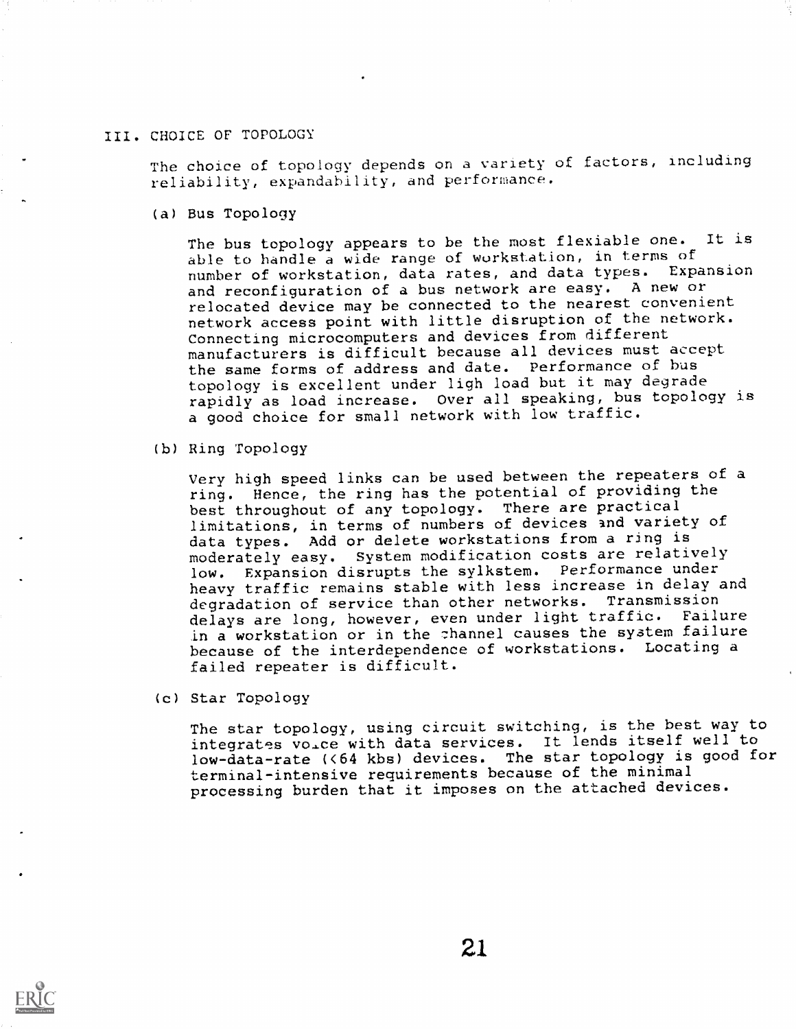## III. CHOICE OF TOPOLOGY

The choice of topology depends on a variety of factors, including reliability, expandability, and performance.

### (a) Bus Topology

The bus topology appears to be the most flexiable one. It is able to handle a wide range of workstation, in terms of number of workstation, data rates, and data types. Expansion and reconfiguration of a bus network are easy. A new or relocated device may be connected to the nearest convenient network access point with little disruption of the network. Connecting microcomputers and devices from different manufacturers is difficult because all devices must accept the same forms of address and date. Performance of bus topology is excellent under ligh load but it may degrade rapidly as load increase. Over all speaking, bus topology is a good choice for small network with low traffic.

### (b) Ring Topology

Very high speed links can be used between the repeaters of a ring. Hence, the ring has the potential of providing the best throughout of any topology. There are practical limitations, in terms of numbers of devices and variety of data types. Add or delete workstations from a ring is moderately easy. System modification costs are relatively low. Expansion disrupts the sylkstem. Performance under heavy traffic remains stable with less increase in delay and degradation of service than other networks. Transmission delays are long, however, even under light traffic. Failure in a workstation or in the channel causes the system failure because of the interdependence of workstations. Locating a failed repeater is difficult.

### (c) Star Topology

The star topology, using circuit switching, is the best way to integrates voice with data services. It lends itself well to low-data-rate (<64 kbs) devices. The star topology is good for terminal-intensive requirements because of the minimal processing burden that it imposes on the attached devices.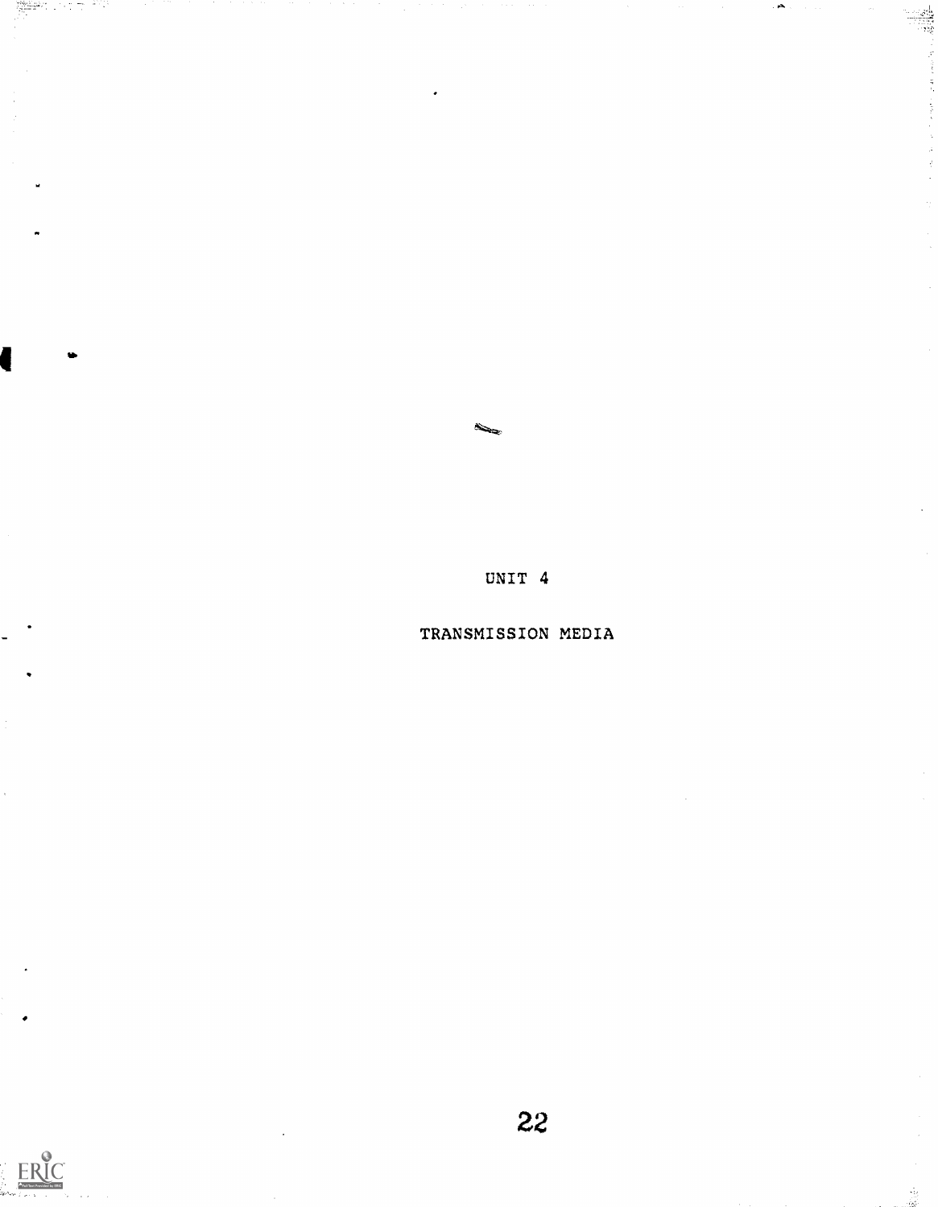# UNIT 4

## TRANSMISSION MEDIA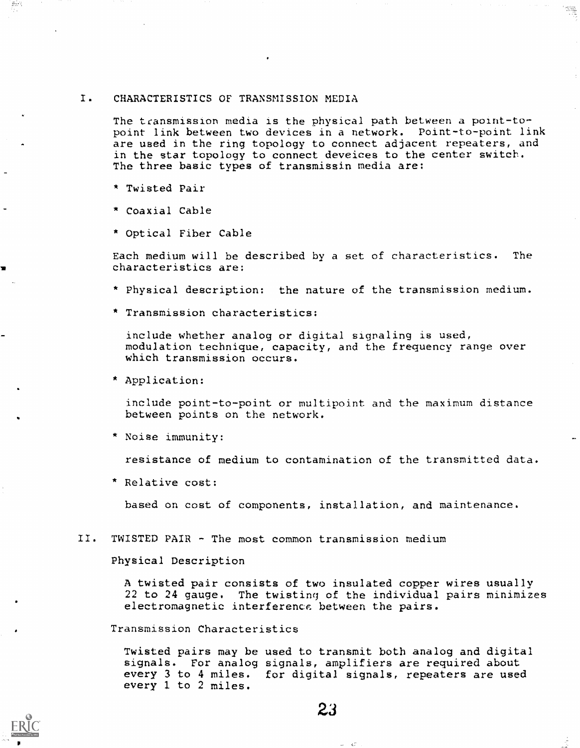## I. CHARACTERISTICS OF TRANSMISSION MEDIA

The transmission media is the physical path between a point-to-point link between two devices in a network. Point-to-point link are used in the ring topology to connect adjacent repeaters, and in the star topology to connect deveices to the center switch. The three basic types of transmissin media are:

* Twisted Pair
* Coaxial Cable
* Optical Fiber Cable

Each medium will be described by a set of characteristics. The characteristics are:

* Physical description: the nature of the transmission medium.
* Transmission characteristics:

  include whether analog or digital signaling is used, modulation technique, capacity, and the frequency range over which transmission occurs.

* Application:

  include point-to-point or multipoint and the maximum distance between points on the network.

* Noise immunity:

  resistance of medium to contamination of the transmitted data.

* Relative cost:

  based on cost of components, installation, and maintenance.

## II. TWISTED PAIR - The most common transmission medium

### Physical Description

A twisted pair consists of two insulated copper wires usually 22 to 24 gauge. The twisting of the individual pairs minimizes electromagnetic interference between the pairs.

### Transmission Characteristics

Twisted pairs may be used to transmit both analog and digital signals. For analog signals, amplifiers are required about every 3 to 4 miles. for digital signals, repeaters are used every 1 to 2 miles.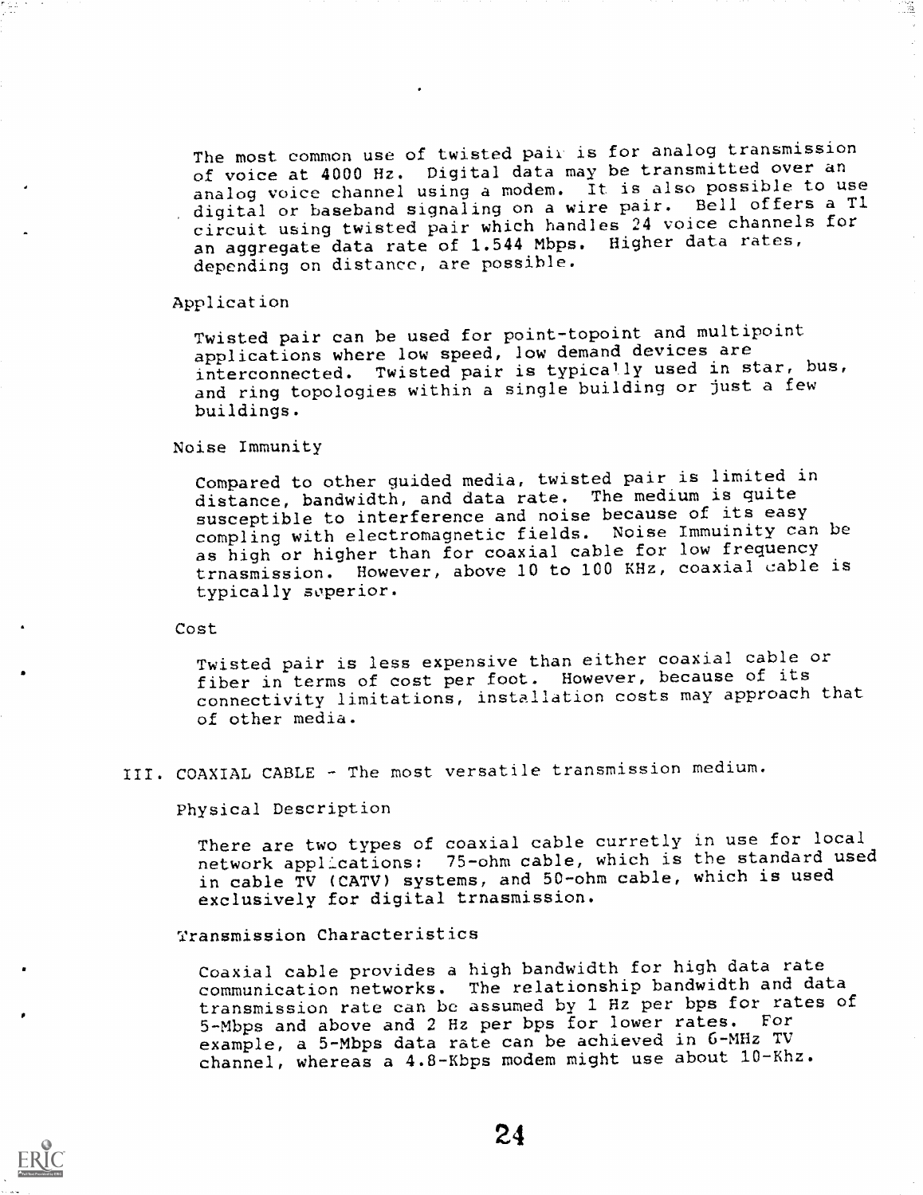The most common use of twisted pair is for analog transmission of voice at 4000 Hz. Digital data may be transmitted over an analog voice channel using a modem. It is also possible to use digital or baseband signaling on a wire pair. Bell offers a T1 circuit using twisted pair which handles 24 voice channels for an aggregate data rate of 1.544 Mbps. Higher data rates, depending on distance, are possible.

### Application

Twisted pair can be used for point-topoint and multipoint applications where low speed, low demand devices are interconnected. Twisted pair is typically used in star, bus, and ring topologies within a single building or just a few buildings.

### Noise Immunity

Compared to other guided media, twisted pair is limited in distance, bandwidth, and data rate. The medium is quite susceptible to interference and noise because of its easy compling with electromagnetic fields. Noise Immuinity can be as high or higher than for coaxial cable for low frequency trnasmission. However, above 10 to 100 KHz, coaxial cable is typically superior.

### Cost

Twisted pair is less expensive than either coaxial cable or fiber in terms of cost per foot. However, because of its connectivity limitations, installation costs may approach that of other media.

## III. COAXIAL CABLE - The most versatile transmission medium.

### Physical Description

There are two types of coaxial cable curretly in use for local network applications: 75-ohm cable, which is the standard used in cable TV (CATV) systems, and 50-ohm cable, which is used exclusively for digital trnasmission.

### Transmission Characteristics

Coaxial cable provides a high bandwidth for high data rate communication networks. The relationship bandwidth and data transmission rate can be assumed by 1 Hz per bps for rates of 5-Mbps and above and 2 Hz per bps for lower rates. For example, a 5-Mbps data rate can be achieved in 6-MHz TV channel, whereas a 4.8-Kbps modem might use about 10-Khz.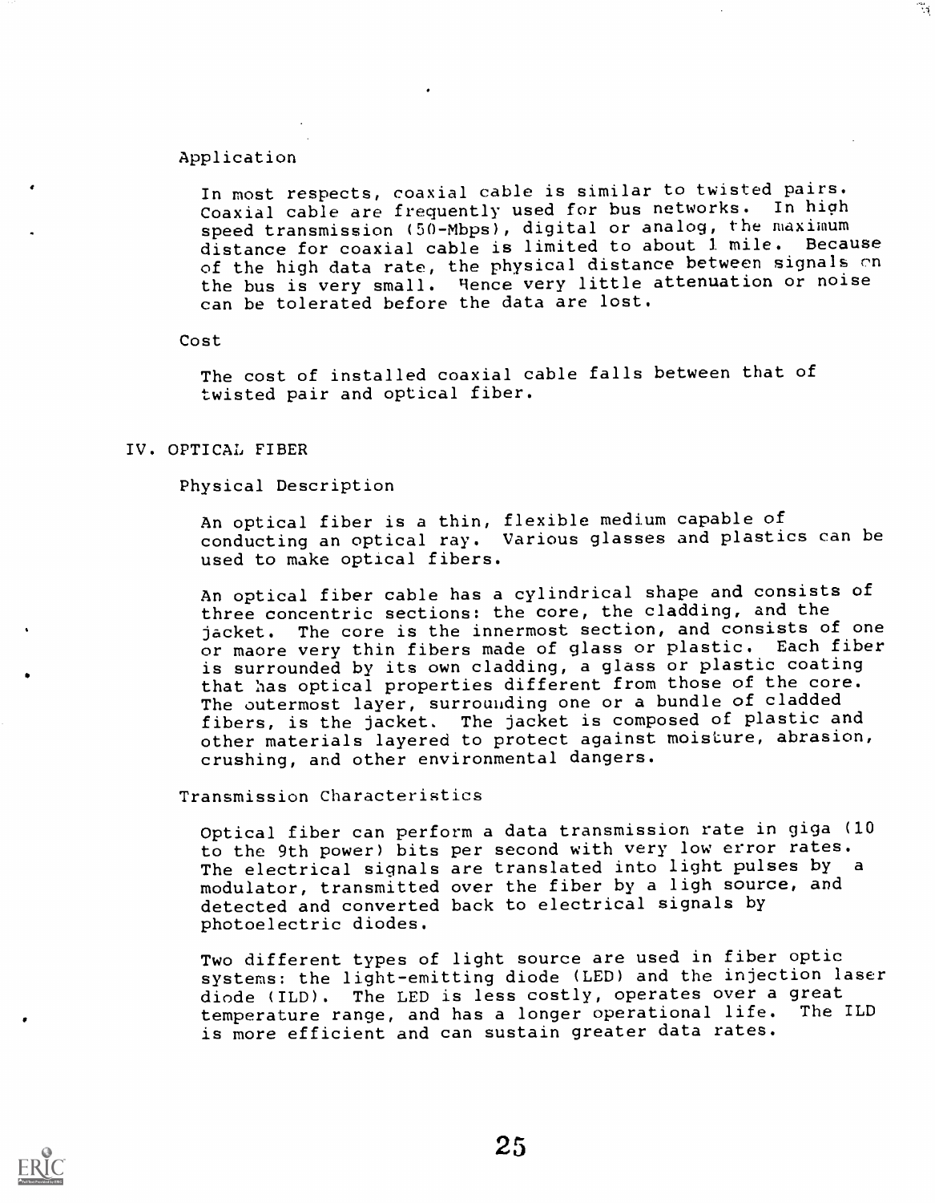### Application

In most respects, coaxial cable is similar to twisted pairs. Coaxial cable are frequently used for bus networks. In high speed transmission (50-Mbps), digital or analog, the maximum distance for coaxial cable is limited to about 1 mile. Because of the high data rate, the physical distance between signals on the bus is very small. Hence very little attenuation or noise can be tolerated before the data are lost.

### Cost

The cost of installed coaxial cable falls between that of twisted pair and optical fiber.

## IV. OPTICAL FIBER

### Physical Description

An optical fiber is a thin, flexible medium capable of conducting an optical ray. Various glasses and plastics can be used to make optical fibers.

An optical fiber cable has a cylindrical shape and consists of three concentric sections: the core, the cladding, and the jacket. The core is the innermost section, and consists of one or maore very thin fibers made of glass or plastic. Each fiber is surrounded by its own cladding, a glass or plastic coating that has optical properties different from those of the core. The outermost layer, surrounding one or a bundle of cladded fibers, is the jacket. The jacket is composed of plastic and other materials layered to protect against moisture, abrasion, crushing, and other environmental dangers.

### Transmission Characteristics

Optical fiber can perform a data transmission rate in giga (10 to the 9th power) bits per second with very low error rates. The electrical signals are translated into light pulses by a modulator, transmitted over the fiber by a ligh source, and detected and converted back to electrical signals by photoelectric diodes.

Two different types of light source are used in fiber optic systems: the light-emitting diode (LED) and the injection laser diode (ILD). The LED is less costly, operates over a great temperature range, and has a longer operational life. The ILD is more efficient and can sustain greater data rates.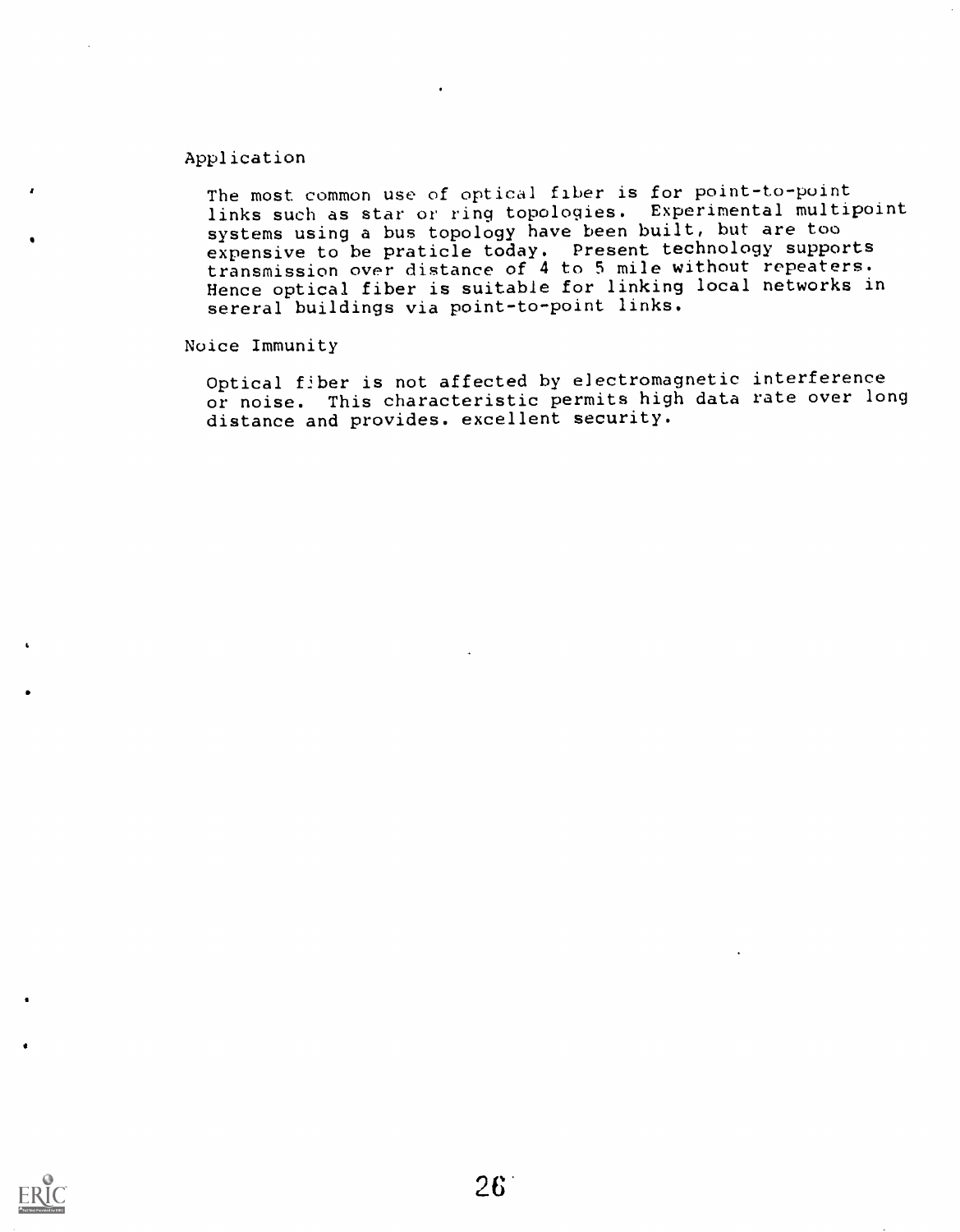Application

The most common use of optical fiber is for point-to-point links such as star or ring topologies. Experimental multipoint systems using a bus topology have been built, but are too expensive to be praticle today. Present technology supports transmission over distance of 4 to 5 mile without repeaters. Hence optical fiber is suitable for linking local networks in sereral buildings via point-to-point links.

Noice Immunity

Optical fiber is not affected by electromagnetic interference or noise. This characteristic permits high data rate over long distance and provides. excellent security.